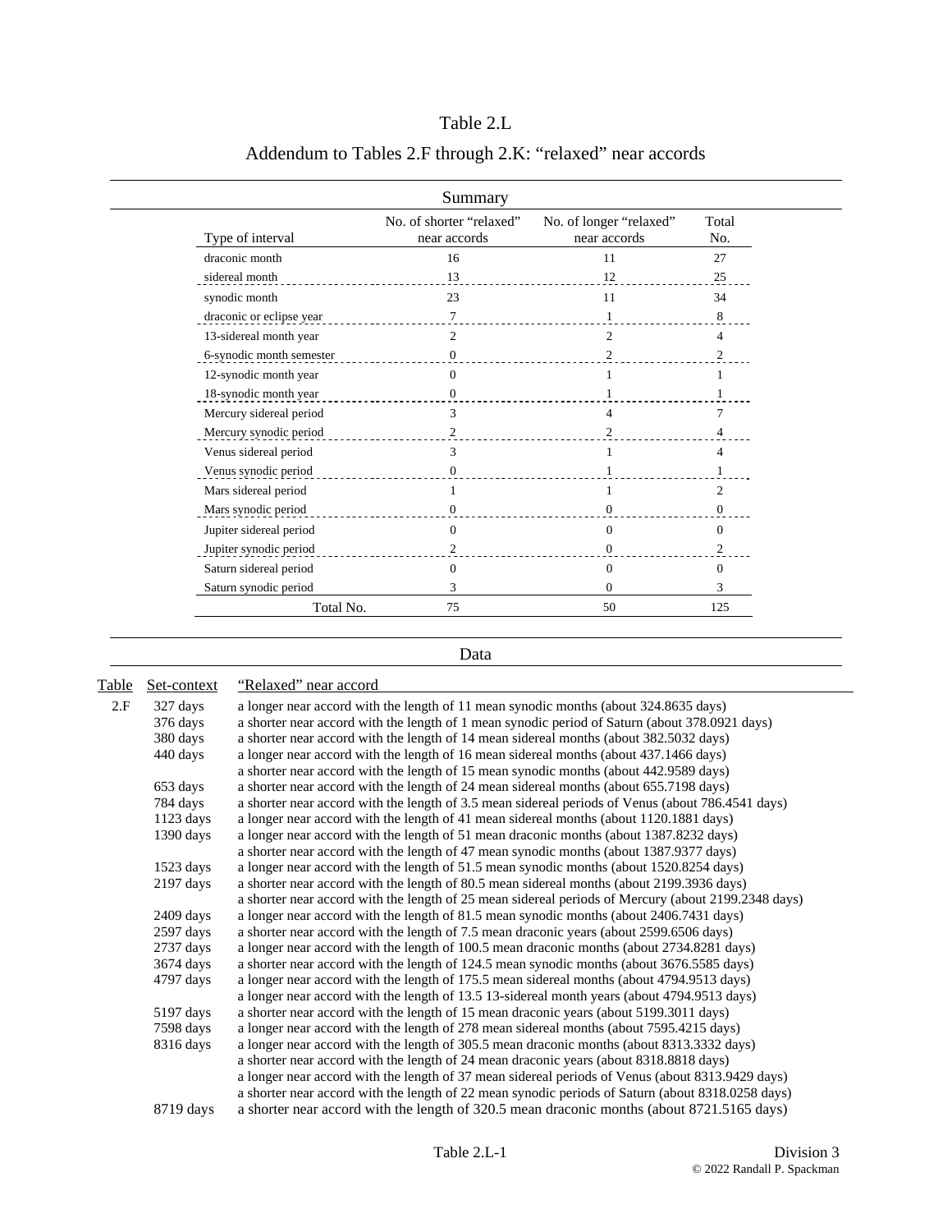# Table 2.L

## Addendum to Tables 2.F through 2.K: "relaxed" near accords

### Summary

| Type of interval | No. of shorter "relaxed" near accords | No. of longer "relaxed" near accords | Total No. |
|---|---|---|---|
| draconic month | 16 | 11 | 27 |
| sidereal month | 13 | 12 | 25 |
| synodic month | 23 | 11 | 34 |
| draconic or eclipse year | 7 | 1 | 8 |
| 13-sidereal month year | 2 | 2 | 4 |
| 6-synodic month semester | 0 | 2 | 2 |
| 12-synodic month year | 0 | 1 | 1 |
| 18-synodic month year | 0 | 1 | 1 |
| Mercury sidereal period | 3 | 4 | 7 |
| Mercury synodic period | 2 | 2 | 4 |
| Venus sidereal period | 3 | 1 | 4 |
| Venus synodic period | 0 | 1 | 1 |
| Mars sidereal period | 1 | 1 | 2 |
| Mars synodic period | 0 | 0 | 0 |
| Jupiter sidereal period | 0 | 0 | 0 |
| Jupiter synodic period | 2 | 0 | 2 |
| Saturn sidereal period | 0 | 0 | 0 |
| Saturn synodic period | 3 | 0 | 3 |
| Total No. | 75 | 50 | 125 |

### Data

| Table | Set-context | "Relaxed" near accord |
|---|---|---|
| 2.F | 327 days | a longer near accord with the length of 11 mean synodic months (about 324.8635 days) |
| | 376 days | a shorter near accord with the length of 1 mean synodic period of Saturn (about 378.0921 days) |
| | 380 days | a shorter near accord with the length of 14 mean sidereal months (about 382.5032 days) |
| | 440 days | a longer near accord with the length of 16 mean sidereal months (about 437.1466 days) |
| | | a shorter near accord with the length of 15 mean synodic months (about 442.9589 days) |
| | 653 days | a shorter near accord with the length of 24 mean sidereal months (about 655.7198 days) |
| | 784 days | a shorter near accord with the length of 3.5 mean sidereal periods of Venus (about 786.4541 days) |
| | 1123 days | a longer near accord with the length of 41 mean sidereal months (about 1120.1881 days) |
| | 1390 days | a longer near accord with the length of 51 mean draconic months (about 1387.8232 days) |
| | | a shorter near accord with the length of 47 mean synodic months (about 1387.9377 days) |
| | 1523 days | a longer near accord with the length of 51.5 mean synodic months (about 1520.8254 days) |
| | 2197 days | a shorter near accord with the length of 80.5 mean sidereal months (about 2199.3936 days) |
| | | a shorter near accord with the length of 25 mean sidereal periods of Mercury (about 2199.2348 days) |
| | 2409 days | a longer near accord with the length of 81.5 mean synodic months (about 2406.7431 days) |
| | 2597 days | a shorter near accord with the length of 7.5 mean draconic years (about 2599.6506 days) |
| | 2737 days | a longer near accord with the length of 100.5 mean draconic months (about 2734.8281 days) |
| | 3674 days | a shorter near accord with the length of 124.5 mean synodic months (about 3676.5585 days) |
| | 4797 days | a longer near accord with the length of 175.5 mean sidereal months (about 4794.9513 days) |
| | | a longer near accord with the length of 13.5 13-sidereal month years (about 4794.9513 days) |
| | 5197 days | a shorter near accord with the length of 15 mean draconic years (about 5199.3011 days) |
| | 7598 days | a longer near accord with the length of 278 mean sidereal months (about 7595.4215 days) |
| | 8316 days | a longer near accord with the length of 305.5 mean draconic months (about 8313.3332 days) |
| | | a shorter near accord with the length of 24 mean draconic years (about 8318.8818 days) |
| | | a longer near accord with the length of 37 mean sidereal periods of Venus (about 8313.9429 days) |
| | | a shorter near accord with the length of 22 mean synodic periods of Saturn (about 8318.0258 days) |
| | 8719 days | a shorter near accord with the length of 320.5 mean draconic months (about 8721.5165 days) |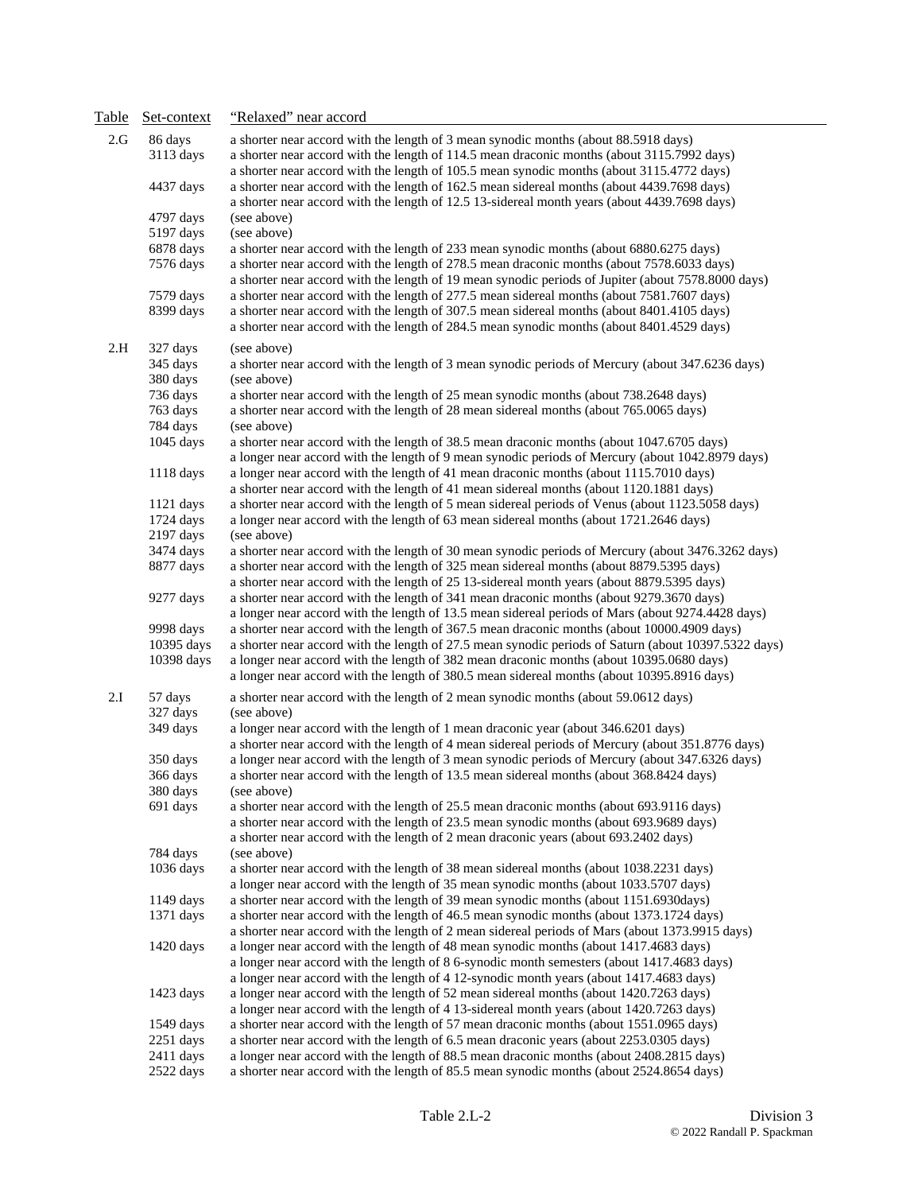| Table | Set-context | "Relaxed" near accord |
|---|---|---|
| 2.G | 86 days | a shorter near accord with the length of 3 mean synodic months (about 88.5918 days) |
| | 3113 days | a shorter near accord with the length of 114.5 mean draconic months (about 3115.7992 days) |
| | | a shorter near accord with the length of 105.5 mean synodic months (about 3115.4772 days) |
| | 4437 days | a shorter near accord with the length of 162.5 mean sidereal months (about 4439.7698 days) |
| | | a shorter near accord with the length of 12.5 13-sidereal month years (about 4439.7698 days) |
| | 4797 days | (see above) |
| | 5197 days | (see above) |
| | 6878 days | a shorter near accord with the length of 233 mean synodic months (about 6880.6275 days) |
| | 7576 days | a shorter near accord with the length of 278.5 mean draconic months (about 7578.6033 days) |
| | | a shorter near accord with the length of 19 mean synodic periods of Jupiter (about 7578.8000 days) |
| | 7579 days | a shorter near accord with the length of 277.5 mean sidereal months (about 7581.7607 days) |
| | 8399 days | a shorter near accord with the length of 307.5 mean sidereal months (about 8401.4105 days) |
| | | a shorter near accord with the length of 284.5 mean synodic months (about 8401.4529 days) |
| 2.H | 327 days | (see above) |
| | 345 days | a shorter near accord with the length of 3 mean synodic periods of Mercury (about 347.6236 days) |
| | 380 days | (see above) |
| | 736 days | a shorter near accord with the length of 25 mean synodic months (about 738.2648 days) |
| | 763 days | a shorter near accord with the length of 28 mean sidereal months (about 765.0065 days) |
| | 784 days | (see above) |
| | 1045 days | a shorter near accord with the length of 38.5 mean draconic months (about 1047.6705 days) |
| | | a longer near accord with the length of 9 mean synodic periods of Mercury (about 1042.8979 days) |
| | 1118 days | a longer near accord with the length of 41 mean draconic months (about 1115.7010 days) |
| | | a shorter near accord with the length of 41 mean sidereal months (about 1120.1881 days) |
| | 1121 days | a shorter near accord with the length of 5 mean sidereal periods of Venus (about 1123.5058 days) |
| | 1724 days | a longer near accord with the length of 63 mean sidereal months (about 1721.2646 days) |
| | 2197 days | (see above) |
| | 3474 days | a shorter near accord with the length of 30 mean synodic periods of Mercury (about 3476.3262 days) |
| | 8877 days | a shorter near accord with the length of 325 mean sidereal months (about 8879.5395 days) |
| | | a shorter near accord with the length of 25 13-sidereal month years (about 8879.5395 days) |
| | 9277 days | a shorter near accord with the length of 341 mean draconic months (about 9279.3670 days) |
| | | a longer near accord with the length of 13.5 mean sidereal periods of Mars (about 9274.4428 days) |
| | 9998 days | a shorter near accord with the length of 367.5 mean draconic months (about 10000.4909 days) |
| | 10395 days | a shorter near accord with the length of 27.5 mean synodic periods of Saturn (about 10397.5322 days) |
| | 10398 days | a longer near accord with the length of 382 mean draconic months (about 10395.0680 days) |
| | | a longer near accord with the length of 380.5 mean sidereal months (about 10395.8916 days) |
| 2.I | 57 days | a shorter near accord with the length of 2 mean synodic months (about 59.0612 days) |
| | 327 days | (see above) |
| | 349 days | a longer near accord with the length of 1 mean draconic year (about 346.6201 days) |
| | | a shorter near accord with the length of 4 mean sidereal periods of Mercury (about 351.8776 days) |
| | 350 days | a longer near accord with the length of 3 mean synodic periods of Mercury (about 347.6326 days) |
| | 366 days | a shorter near accord with the length of 13.5 mean sidereal months (about 368.8424 days) |
| | 380 days | (see above) |
| | 691 days | a shorter near accord with the length of 25.5 mean draconic months (about 693.9116 days) |
| | | a shorter near accord with the length of 23.5 mean synodic months (about 693.9689 days) |
| | | a shorter near accord with the length of 2 mean draconic years (about 693.2402 days) |
| | 784 days | (see above) |
| | 1036 days | a shorter near accord with the length of 38 mean sidereal months (about 1038.2231 days) |
| | | a longer near accord with the length of 35 mean synodic months (about 1033.5707 days) |
| | 1149 days | a shorter near accord with the length of 39 mean synodic months (about 1151.6930days) |
| | 1371 days | a shorter near accord with the length of 46.5 mean synodic months (about 1373.1724 days) |
| | | a shorter near accord with the length of 2 mean sidereal periods of Mars (about 1373.9915 days) |
| | 1420 days | a longer near accord with the length of 48 mean synodic months (about 1417.4683 days) |
| | | a longer near accord with the length of 8 6-synodic month semesters (about 1417.4683 days) |
| | | a longer near accord with the length of 4 12-synodic month years (about 1417.4683 days) |
| | 1423 days | a longer near accord with the length of 52 mean sidereal months (about 1420.7263 days) |
| | | a longer near accord with the length of 4 13-sidereal month years (about 1420.7263 days) |
| | 1549 days | a shorter near accord with the length of 57 mean draconic months (about 1551.0965 days) |
| | 2251 days | a shorter near accord with the length of 6.5 mean draconic years (about 2253.0305 days) |
| | 2411 days | a longer near accord with the length of 88.5 mean draconic months (about 2408.2815 days) |
| | 2522 days | a shorter near accord with the length of 85.5 mean synodic months (about 2524.8654 days) |

Table 2.L-2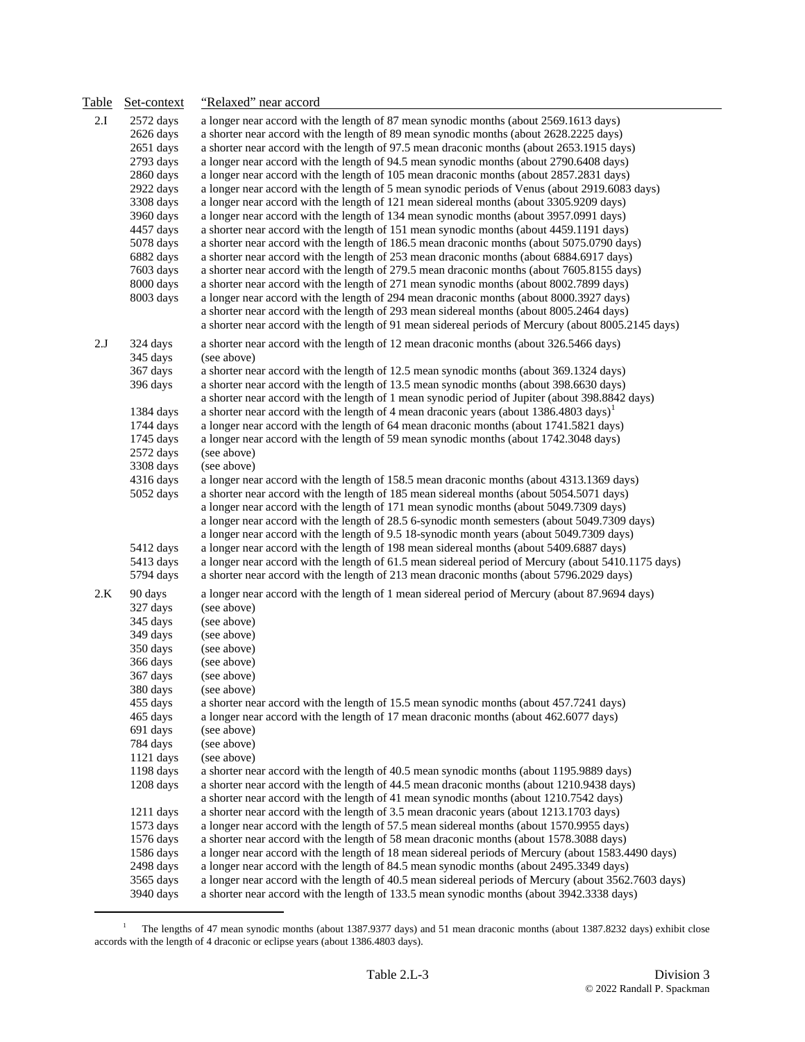| Table | Set-context | "Relaxed" near accord |
|---|---|---|
| 2.I | 2572 days | a longer near accord with the length of 87 mean synodic months (about 2569.1613 days) |
| | 2626 days | a shorter near accord with the length of 89 mean synodic months (about 2628.2225 days) |
| | 2651 days | a shorter near accord with the length of 97.5 mean draconic months (about 2653.1915 days) |
| | 2793 days | a longer near accord with the length of 94.5 mean synodic months (about 2790.6408 days) |
| | 2860 days | a longer near accord with the length of 105 mean draconic months (about 2857.2831 days) |
| | 2922 days | a longer near accord with the length of 5 mean synodic periods of Venus (about 2919.6083 days) |
| | 3308 days | a longer near accord with the length of 121 mean sidereal months (about 3305.9209 days) |
| | 3960 days | a longer near accord with the length of 134 mean synodic months (about 3957.0991 days) |
| | 4457 days | a shorter near accord with the length of 151 mean synodic months (about 4459.1191 days) |
| | 5078 days | a shorter near accord with the length of 186.5 mean draconic months (about 5075.0790 days) |
| | 6882 days | a shorter near accord with the length of 253 mean draconic months (about 6884.6917 days) |
| | 7603 days | a shorter near accord with the length of 279.5 mean draconic months (about 7605.8155 days) |
| | 8000 days | a shorter near accord with the length of 271 mean synodic months (about 8002.7899 days) |
| | 8003 days | a longer near accord with the length of 294 mean draconic months (about 8000.3927 days) |
| | | a shorter near accord with the length of 293 mean sidereal months (about 8005.2464 days) |
| | | a shorter near accord with the length of 91 mean sidereal periods of Mercury (about 8005.2145 days) |
| 2.J | 324 days | a shorter near accord with the length of 12 mean draconic months (about 326.5466 days) |
| | 345 days | (see above) |
| | 367 days | a shorter near accord with the length of 12.5 mean synodic months (about 369.1324 days) |
| | 396 days | a shorter near accord with the length of 13.5 mean synodic months (about 398.6630 days) |
| | | a shorter near accord with the length of 1 mean synodic period of Jupiter (about 398.8842 days) |
| | 1384 days | a shorter near accord with the length of 4 mean draconic years (about 1386.4803 days)[1] |
| | 1744 days | a longer near accord with the length of 64 mean draconic months (about 1741.5821 days) |
| | 1745 days | a longer near accord with the length of 59 mean synodic months (about 1742.3048 days) |
| | 2572 days | (see above) |
| | 3308 days | (see above) |
| | 4316 days | a longer near accord with the length of 158.5 mean draconic months (about 4313.1369 days) |
| | 5052 days | a shorter near accord with the length of 185 mean sidereal months (about 5054.5071 days) |
| | | a longer near accord with the length of 171 mean synodic months (about 5049.7309 days) |
| | | a longer near accord with the length of 28.5 6-synodic month semesters (about 5049.7309 days) |
| | | a longer near accord with the length of 9.5 18-synodic month years (about 5049.7309 days) |
| | 5412 days | a longer near accord with the length of 198 mean sidereal months (about 5409.6887 days) |
| | 5413 days | a longer near accord with the length of 61.5 mean sidereal period of Mercury (about 5410.1175 days) |
| | 5794 days | a shorter near accord with the length of 213 mean draconic months (about 5796.2029 days) |
| 2.K | 90 days | a longer near accord with the length of 1 mean sidereal period of Mercury (about 87.9694 days) |
| | 327 days | (see above) |
| | 345 days | (see above) |
| | 349 days | (see above) |
| | 350 days | (see above) |
| | 366 days | (see above) |
| | 367 days | (see above) |
| | 380 days | (see above) |
| | 455 days | a shorter near accord with the length of 15.5 mean synodic months (about 457.7241 days) |
| | 465 days | a longer near accord with the length of 17 mean draconic months (about 462.6077 days) |
| | 691 days | (see above) |
| | 784 days | (see above) |
| | 1121 days | (see above) |
| | 1198 days | a shorter near accord with the length of 40.5 mean synodic months (about 1195.9889 days) |
| | 1208 days | a shorter near accord with the length of 44.5 mean draconic months (about 1210.9438 days) |
| | | a shorter near accord with the length of 41 mean synodic months (about 1210.7542 days) |
| | 1211 days | a shorter near accord with the length of 3.5 mean draconic years (about 1213.1703 days) |
| | 1573 days | a longer near accord with the length of 57.5 mean sidereal months (about 1570.9955 days) |
| | 1576 days | a shorter near accord with the length of 58 mean synodic months (about 1578.3088 days) |
| | 1586 days | a longer near accord with the length of 18 mean sidereal periods of Mercury (about 1583.4490 days) |
| | 2498 days | a longer near accord with the length of 84.5 mean synodic months (about 2495.3349 days) |
| | 3565 days | a longer near accord with the length of 40.5 mean sidereal periods of Mercury (about 3562.7603 days) |
| | 3940 days | a shorter near accord with the length of 133.5 mean synodic months (about 3942.3338 days) |

[1] The lengths of 47 mean synodic months (about 1387.9377 days) and 51 mean draconic months (about 1387.8232 days) exhibit close accords with the length of 4 draconic or eclipse years (about 1386.4803 days).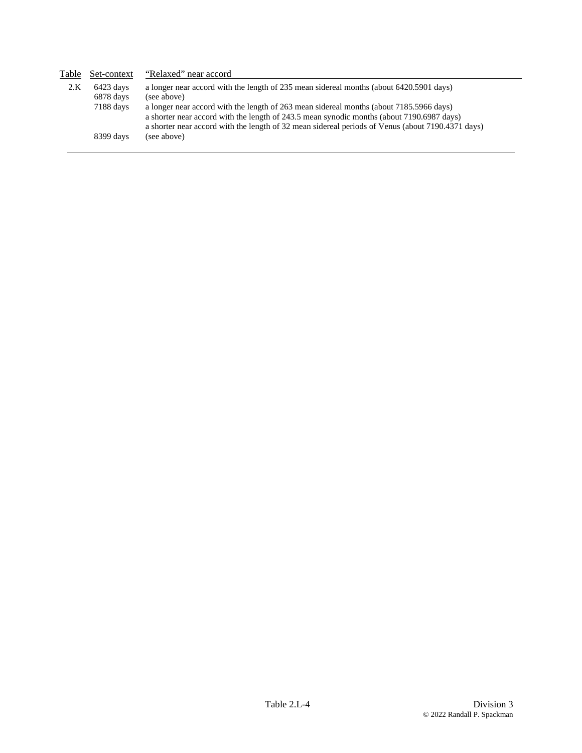| Table | Set-context | “Relaxed” near accord |
|---|---|---|
| 2.K | 6423 days | a longer near accord with the length of 235 mean sidereal months (about 6420.5901 days) |
| | 6878 days | (see above) |
| | 7188 days | a longer near accord with the length of 263 mean sidereal months (about 7185.5966 days) |
| | | a shorter near accord with the length of 243.5 mean synodic months (about 7190.6987 days) |
| | | a shorter near accord with the length of 32 mean sidereal periods of Venus (about 7190.4371 days) |
| | 8399 days | (see above) |

Table 2.L-4

Division 3

© 2022 Randall P. Spackman